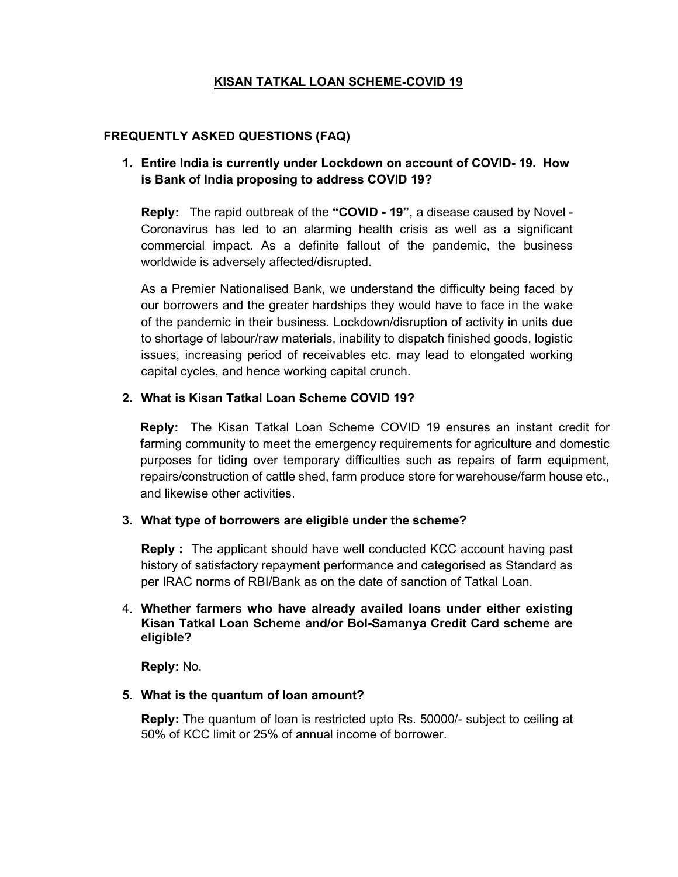# KISAN TATKAL LOAN SCHEME-COVID 19

## FREQUENTLY ASKED QUESTIONS (FAQ)

1. **Entire India is currently under Lockdown on account of COVID- 19. How is Bank of India proposing to address COVID 19?**

   **Reply:** The rapid outbreak of the **"COVID - 19"**, a disease caused by Novel - Coronavirus has led to an alarming health crisis as well as a significant commercial impact. As a definite fallout of the pandemic, the business worldwide is adversely affected/disrupted.

   As a Premier Nationalised Bank, we understand the difficulty being faced by our borrowers and the greater hardships they would have to face in the wake of the pandemic in their business. Lockdown/disruption of activity in units due to shortage of labour/raw materials, inability to dispatch finished goods, logistic issues, increasing period of receivables etc. may lead to elongated working capital cycles, and hence working capital crunch.

2. **What is Kisan Tatkal Loan Scheme COVID 19?**

   **Reply:** The Kisan Tatkal Loan Scheme COVID 19 ensures an instant credit for farming community to meet the emergency requirements for agriculture and domestic purposes for tiding over temporary difficulties such as repairs of farm equipment, repairs/construction of cattle shed, farm produce store for warehouse/farm house etc., and likewise other activities.

3. **What type of borrowers are eligible under the scheme?**

   **Reply :** The applicant should have well conducted KCC account having past history of satisfactory repayment performance and categorised as Standard as per IRAC norms of RBI/Bank as on the date of sanction of Tatkal Loan.

4. **Whether farmers who have already availed loans under either existing Kisan Tatkal Loan Scheme and/or BoI-Samanya Credit Card scheme are eligible?**

   **Reply:** No.

5. **What is the quantum of loan amount?**

   **Reply:** The quantum of loan is restricted upto Rs. 50000/- subject to ceiling at 50% of KCC limit or 25% of annual income of borrower.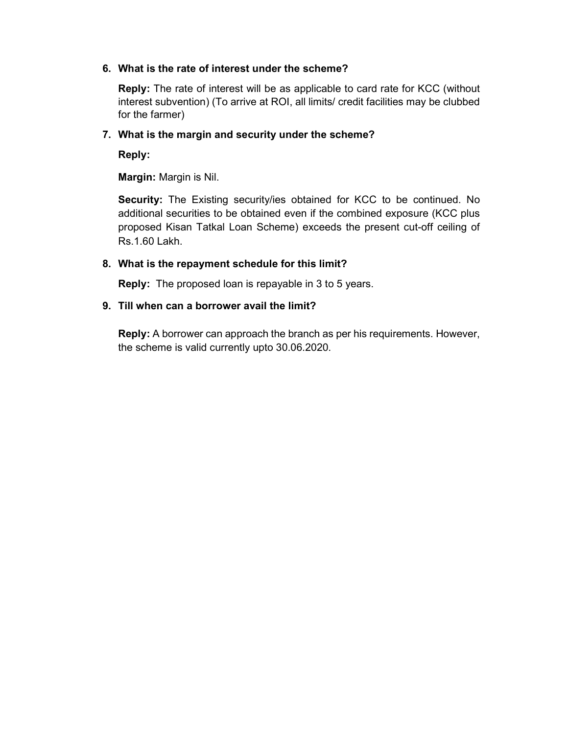6. **What is the rate of interest under the scheme?**

   **Reply:** The rate of interest will be as applicable to card rate for KCC (without interest subvention) (To arrive at ROI, all limits/ credit facilities may be clubbed for the farmer)

7. **What is the margin and security under the scheme?**

   **Reply:**

   **Margin:** Margin is Nil.

   **Security:** The Existing security/ies obtained for KCC to be continued. No additional securities to be obtained even if the combined exposure (KCC plus proposed Kisan Tatkal Loan Scheme) exceeds the present cut-off ceiling of Rs.1.60 Lakh.

8. **What is the repayment schedule for this limit?**

   **Reply:** The proposed loan is repayable in 3 to 5 years.

9. **Till when can a borrower avail the limit?**

   **Reply:** A borrower can approach the branch as per his requirements. However, the scheme is valid currently upto 30.06.2020.